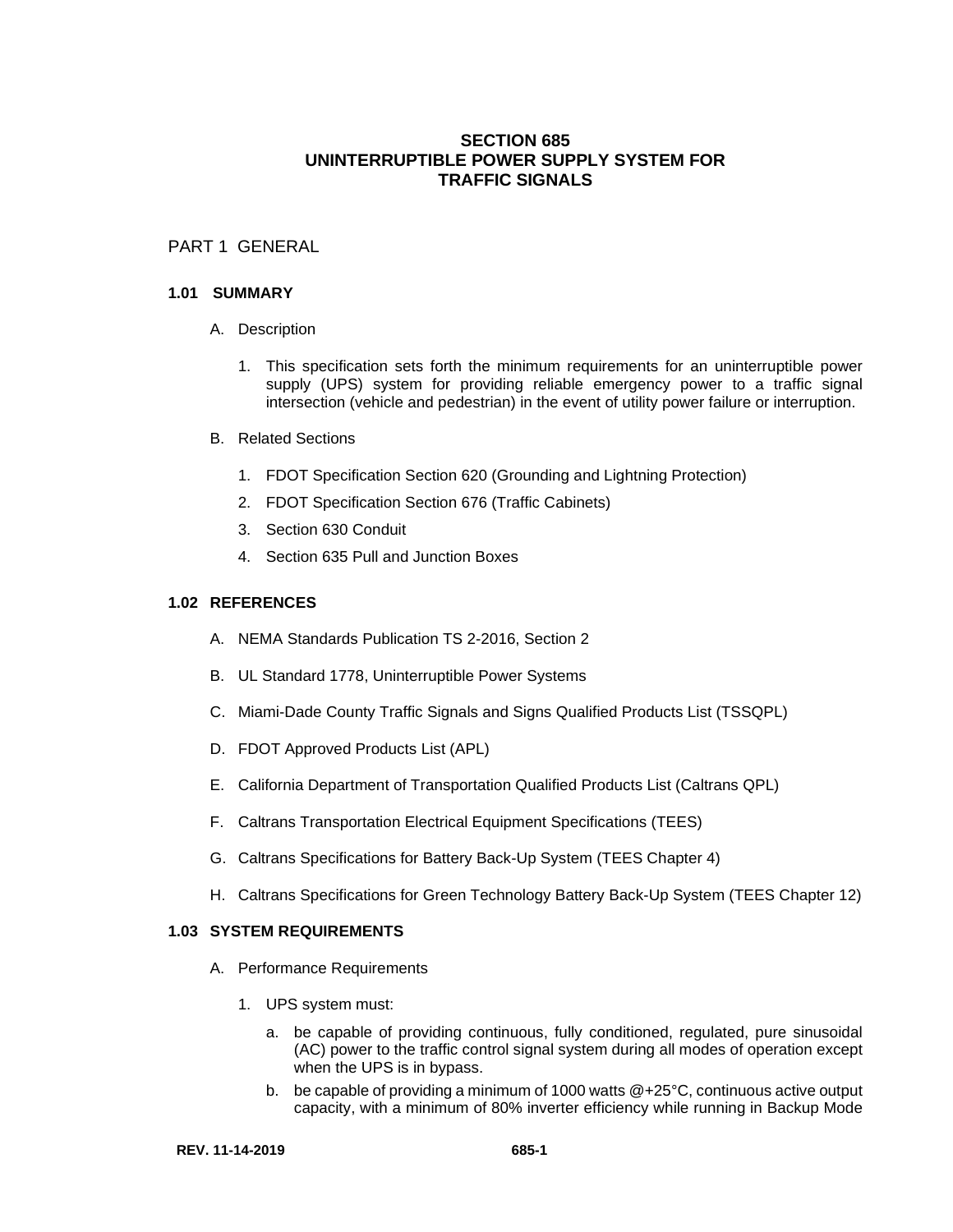# SECTION 685
# UNINTERRUPTIBLE POWER SUPPLY SYSTEM FOR TRAFFIC SIGNALS

## PART 1 GENERAL

### 1.01 SUMMARY

A. Description

1. This specification sets forth the minimum requirements for an uninterruptible power supply (UPS) system for providing reliable emergency power to a traffic signal intersection (vehicle and pedestrian) in the event of utility power failure or interruption.

B. Related Sections

1. FDOT Specification Section 620 (Grounding and Lightning Protection)
2. FDOT Specification Section 676 (Traffic Cabinets)
3. Section 630 Conduit
4. Section 635 Pull and Junction Boxes

### 1.02 REFERENCES

A. NEMA Standards Publication TS 2-2016, Section 2

B. UL Standard 1778, Uninterruptible Power Systems

C. Miami-Dade County Traffic Signals and Signs Qualified Products List (TSSQPL)

D. FDOT Approved Products List (APL)

E. California Department of Transportation Qualified Products List (Caltrans QPL)

F. Caltrans Transportation Electrical Equipment Specifications (TEES)

G. Caltrans Specifications for Battery Back-Up System (TEES Chapter 4)

H. Caltrans Specifications for Green Technology Battery Back-Up System (TEES Chapter 12)

### 1.03 SYSTEM REQUIREMENTS

A. Performance Requirements

1. UPS system must:
   a. be capable of providing continuous, fully conditioned, regulated, pure sinusoidal (AC) power to the traffic control signal system during all modes of operation except when the UPS is in bypass.
   b. be capable of providing a minimum of 1000 watts @+25°C, continuous active output capacity, with a minimum of 80% inverter efficiency while running in Backup Mode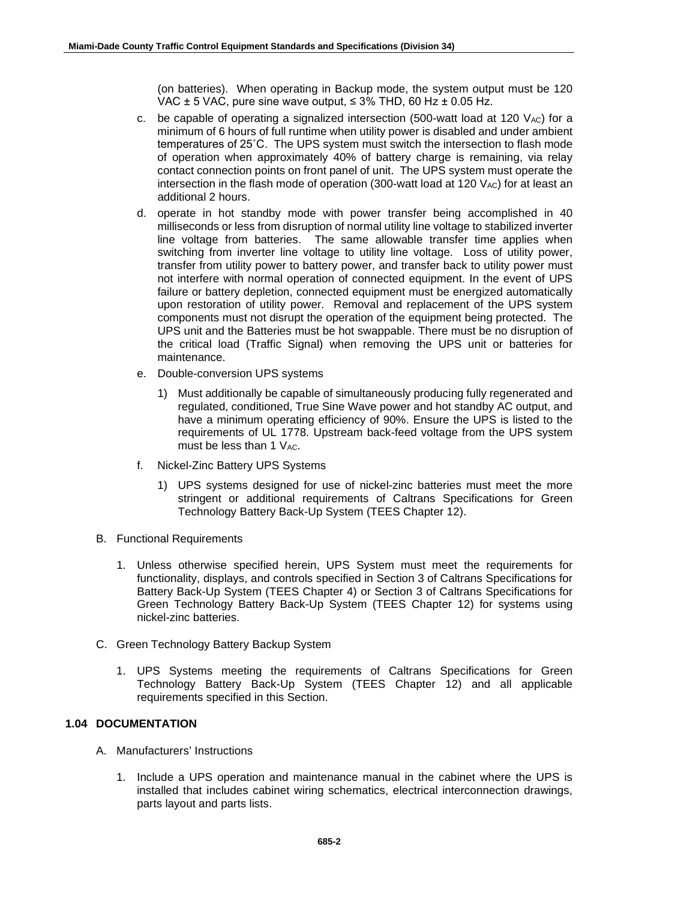(on batteries). When operating in Backup mode, the system output must be 120 VAC ± 5 VAC, pure sine wave output, ≤ 3% THD, 60 Hz ± 0.05 Hz.

c. be capable of operating a signalized intersection (500-watt load at 120 $V_{AC}$) for a minimum of 6 hours of full runtime when utility power is disabled and under ambient temperatures of 25˚C. The UPS system must switch the intersection to flash mode of operation when approximately 40% of battery charge is remaining, via relay contact connection points on front panel of unit. The UPS system must operate the intersection in the flash mode of operation (300-watt load at 120 $V_{AC}$) for at least an additional 2 hours.

d. operate in hot standby mode with power transfer being accomplished in 40 milliseconds or less from disruption of normal utility line voltage to stabilized inverter line voltage from batteries. The same allowable transfer time applies when switching from inverter line voltage to utility line voltage. Loss of utility power, transfer from utility power to battery power, and transfer back to utility power must not interfere with normal operation of connected equipment. In the event of UPS failure or battery depletion, connected equipment must be energized automatically upon restoration of utility power. Removal and replacement of the UPS system components must not disrupt the operation of the equipment being protected. The UPS unit and the Batteries must be hot swappable. There must be no disruption of the critical load (Traffic Signal) when removing the UPS unit or batteries for maintenance.

e. Double-conversion UPS systems

   1) Must additionally be capable of simultaneously producing fully regenerated and regulated, conditioned, True Sine Wave power and hot standby AC output, and have a minimum operating efficiency of 90%. Ensure the UPS is listed to the requirements of UL 1778. Upstream back-feed voltage from the UPS system must be less than 1 $V_{AC}$.

f. Nickel-Zinc Battery UPS Systems

   1) UPS systems designed for use of nickel-zinc batteries must meet the more stringent or additional requirements of Caltrans Specifications for Green Technology Battery Back-Up System (TEES Chapter 12).

B. Functional Requirements

   1. Unless otherwise specified herein, UPS System must meet the requirements for functionality, displays, and controls specified in Section 3 of Caltrans Specifications for Battery Back-Up System (TEES Chapter 4) or Section 3 of Caltrans Specifications for Green Technology Battery Back-Up System (TEES Chapter 12) for systems using nickel-zinc batteries.

C. Green Technology Battery Backup System

   1. UPS Systems meeting the requirements of Caltrans Specifications for Green Technology Battery Back-Up System (TEES Chapter 12) and all applicable requirements specified in this Section.

### 1.04 DOCUMENTATION

A. Manufacturers' Instructions

   1. Include a UPS operation and maintenance manual in the cabinet where the UPS is installed that includes cabinet wiring schematics, electrical interconnection drawings, parts layout and parts lists.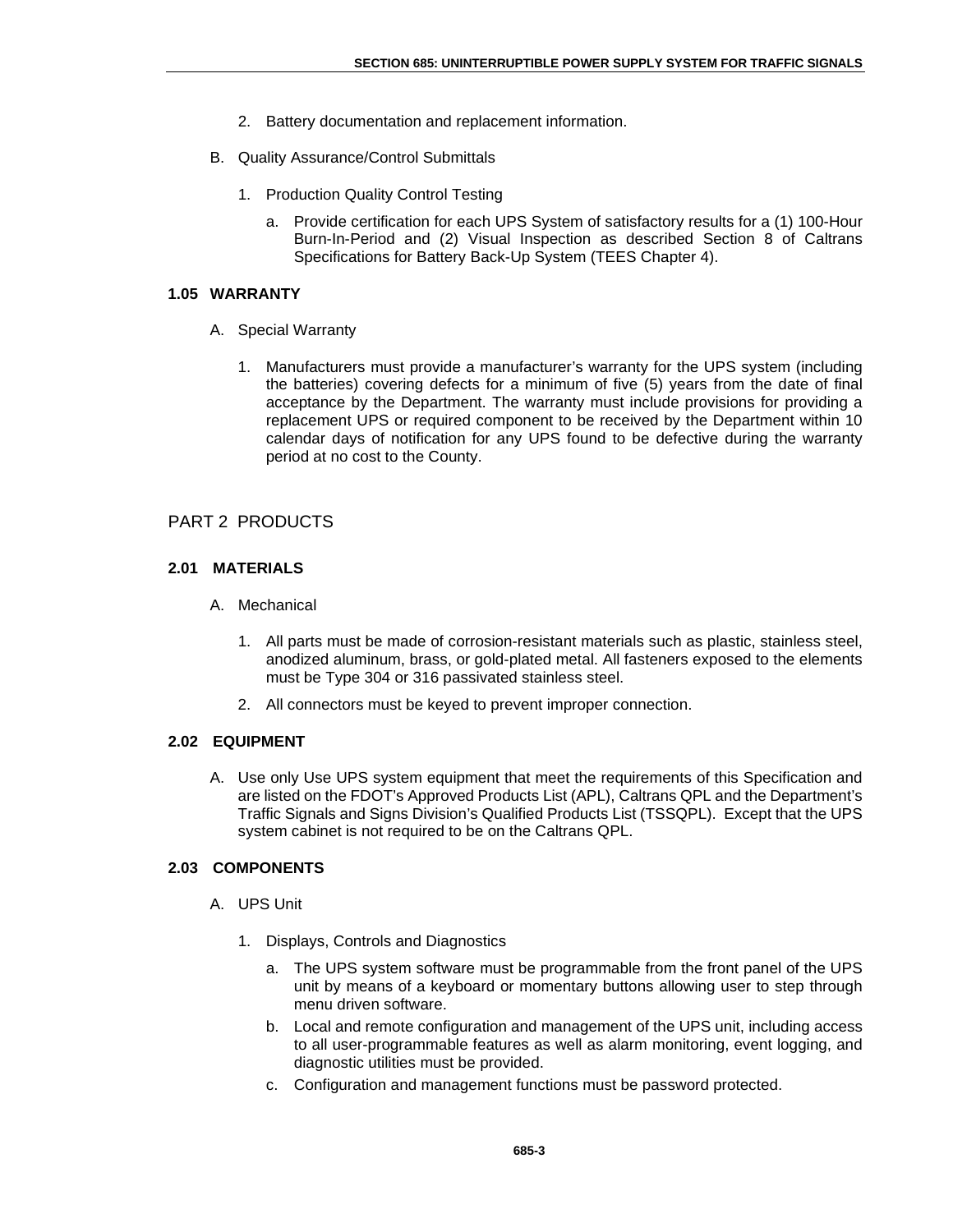2. Battery documentation and replacement information.

B. Quality Assurance/Control Submittals

1. Production Quality Control Testing

   a. Provide certification for each UPS System of satisfactory results for a (1) 100-Hour Burn-In-Period and (2) Visual Inspection as described Section 8 of Caltrans Specifications for Battery Back-Up System (TEES Chapter 4).

### 1.05 WARRANTY

A. Special Warranty

1. Manufacturers must provide a manufacturer's warranty for the UPS system (including the batteries) covering defects for a minimum of five (5) years from the date of final acceptance by the Department. The warranty must include provisions for providing a replacement UPS or required component to be received by the Department within 10 calendar days of notification for any UPS found to be defective during the warranty period at no cost to the County.

## PART 2 PRODUCTS

### 2.01 MATERIALS

A. Mechanical

1. All parts must be made of corrosion-resistant materials such as plastic, stainless steel, anodized aluminum, brass, or gold-plated metal. All fasteners exposed to the elements must be Type 304 or 316 passivated stainless steel.
2. All connectors must be keyed to prevent improper connection.

### 2.02 EQUIPMENT

A. Use only Use UPS system equipment that meet the requirements of this Specification and are listed on the FDOT's Approved Products List (APL), Caltrans QPL and the Department's Traffic Signals and Signs Division's Qualified Products List (TSSQPL). Except that the UPS system cabinet is not required to be on the Caltrans QPL.

### 2.03 COMPONENTS

A. UPS Unit

1. Displays, Controls and Diagnostics

   a. The UPS system software must be programmable from the front panel of the UPS unit by means of a keyboard or momentary buttons allowing user to step through menu driven software.
   b. Local and remote configuration and management of the UPS unit, including access to all user-programmable features as well as alarm monitoring, event logging, and diagnostic utilities must be provided.
   c. Configuration and management functions must be password protected.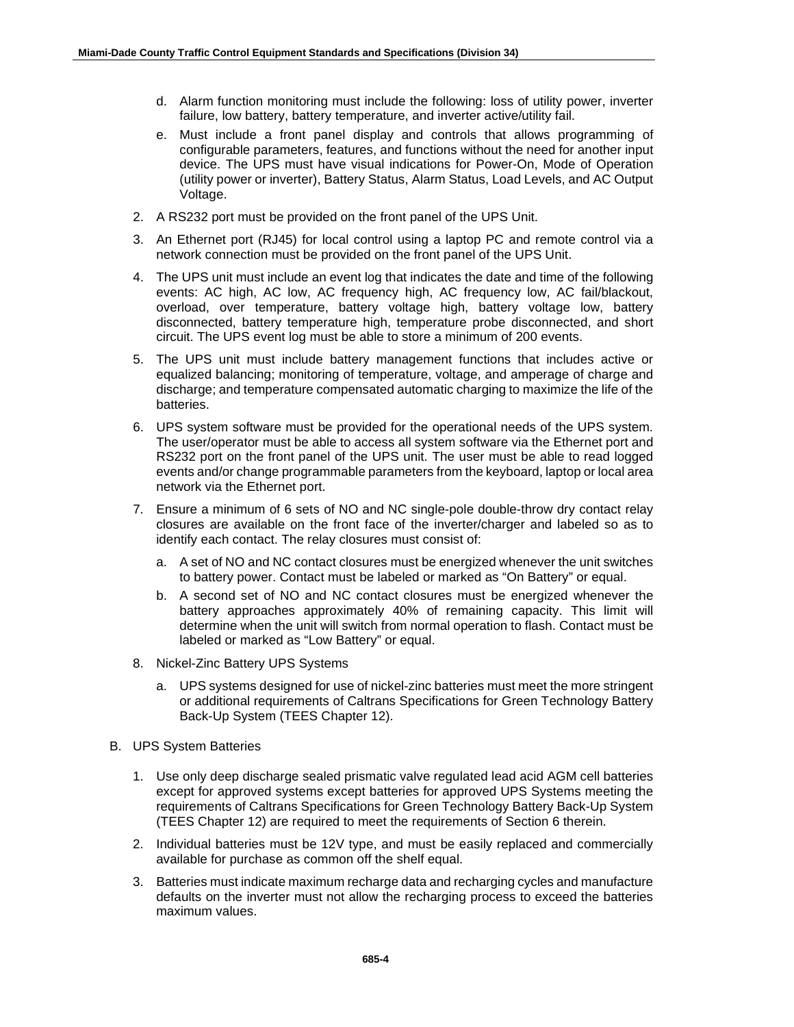d. Alarm function monitoring must include the following: loss of utility power, inverter failure, low battery, battery temperature, and inverter active/utility fail.

   e. Must include a front panel display and controls that allows programming of configurable parameters, features, and functions without the need for another input device. The UPS must have visual indications for Power-On, Mode of Operation (utility power or inverter), Battery Status, Alarm Status, Load Levels, and AC Output Voltage.

2. A RS232 port must be provided on the front panel of the UPS Unit.

3. An Ethernet port (RJ45) for local control using a laptop PC and remote control via a network connection must be provided on the front panel of the UPS Unit.

4. The UPS unit must include an event log that indicates the date and time of the following events: AC high, AC low, AC frequency high, AC frequency low, AC fail/blackout, overload, over temperature, battery voltage high, battery voltage low, battery disconnected, battery temperature high, temperature probe disconnected, and short circuit. The UPS event log must be able to store a minimum of 200 events.

5. The UPS unit must include battery management functions that includes active or equalized balancing; monitoring of temperature, voltage, and amperage of charge and discharge; and temperature compensated automatic charging to maximize the life of the batteries.

6. UPS system software must be provided for the operational needs of the UPS system. The user/operator must be able to access all system software via the Ethernet port and RS232 port on the front panel of the UPS unit. The user must be able to read logged events and/or change programmable parameters from the keyboard, laptop or local area network via the Ethernet port.

7. Ensure a minimum of 6 sets of NO and NC single-pole double-throw dry contact relay closures are available on the front face of the inverter/charger and labeled so as to identify each contact. The relay closures must consist of:

   a. A set of NO and NC contact closures must be energized whenever the unit switches to battery power. Contact must be labeled or marked as "On Battery" or equal.

   b. A second set of NO and NC contact closures must be energized whenever the battery approaches approximately 40% of remaining capacity. This limit will determine when the unit will switch from normal operation to flash. Contact must be labeled or marked as "Low Battery" or equal.

8. Nickel-Zinc Battery UPS Systems

   a. UPS systems designed for use of nickel-zinc batteries must meet the more stringent or additional requirements of Caltrans Specifications for Green Technology Battery Back-Up System (TEES Chapter 12).

B. UPS System Batteries

1. Use only deep discharge sealed prismatic valve regulated lead acid AGM cell batteries except for approved systems except batteries for approved UPS Systems meeting the requirements of Caltrans Specifications for Green Technology Battery Back-Up System (TEES Chapter 12) are required to meet the requirements of Section 6 therein.

2. Individual batteries must be 12V type, and must be easily replaced and commercially available for purchase as common off the shelf equal.

3. Batteries must indicate maximum recharge data and recharging cycles and manufacture defaults on the inverter must not allow the recharging process to exceed the batteries maximum values.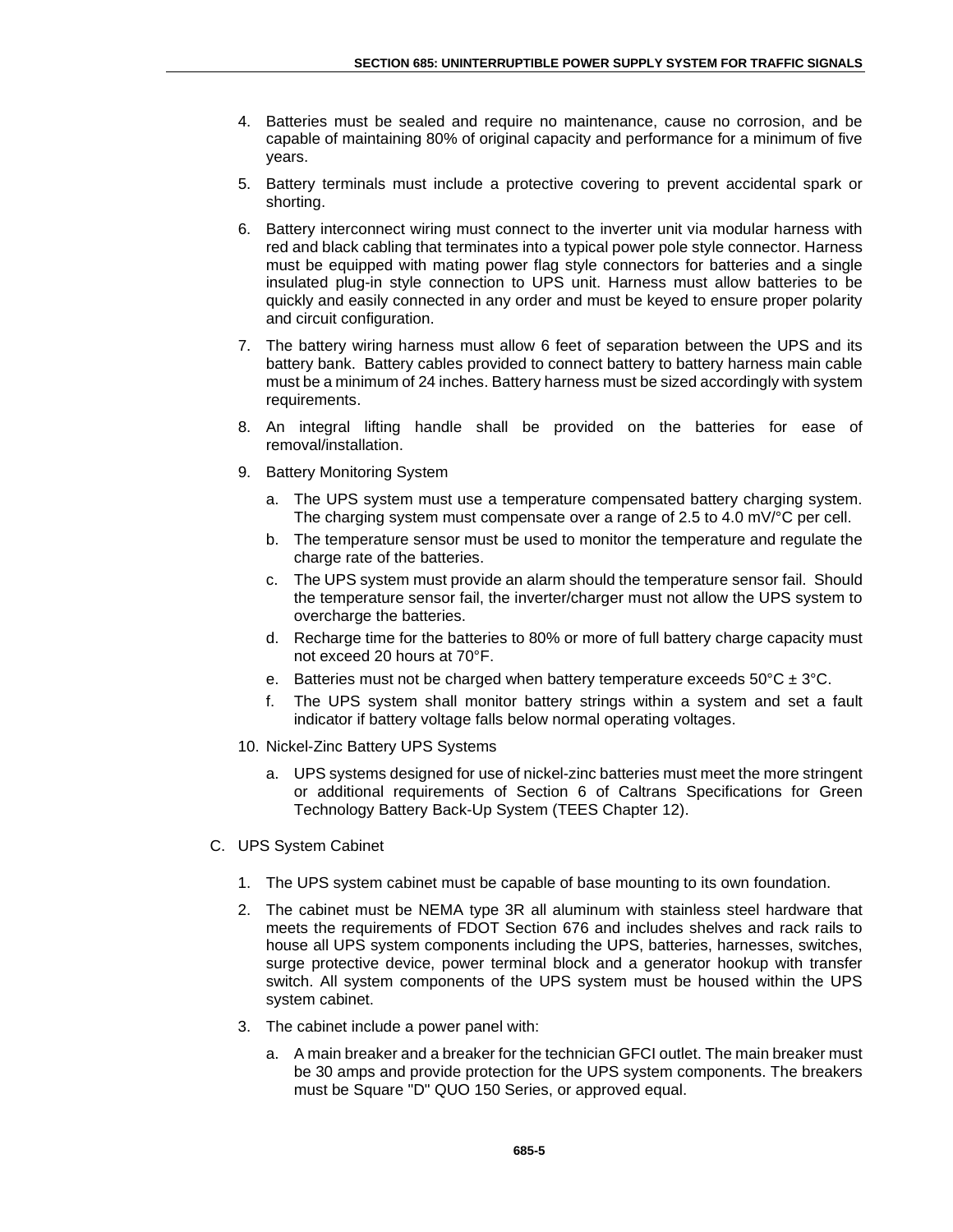4. Batteries must be sealed and require no maintenance, cause no corrosion, and be capable of maintaining 80% of original capacity and performance for a minimum of five years.

5. Battery terminals must include a protective covering to prevent accidental spark or shorting.

6. Battery interconnect wiring must connect to the inverter unit via modular harness with red and black cabling that terminates into a typical power pole style connector. Harness must be equipped with mating power flag style connectors for batteries and a single insulated plug-in style connection to UPS unit. Harness must allow batteries to be quickly and easily connected in any order and must be keyed to ensure proper polarity and circuit configuration.

7. The battery wiring harness must allow 6 feet of separation between the UPS and its battery bank. Battery cables provided to connect battery to battery harness main cable must be a minimum of 24 inches. Battery harness must be sized accordingly with system requirements.

8. An integral lifting handle shall be provided on the batteries for ease of removal/installation.

9. Battery Monitoring System

   a. The UPS system must use a temperature compensated battery charging system. The charging system must compensate over a range of 2.5 to 4.0 mV/°C per cell.

   b. The temperature sensor must be used to monitor the temperature and regulate the charge rate of the batteries.

   c. The UPS system must provide an alarm should the temperature sensor fail. Should the temperature sensor fail, the inverter/charger must not allow the UPS system to overcharge the batteries.

   d. Recharge time for the batteries to 80% or more of full battery charge capacity must not exceed 20 hours at 70°F.

   e. Batteries must not be charged when battery temperature exceeds 50°C ± 3°C.

   f. The UPS system shall monitor battery strings within a system and set a fault indicator if battery voltage falls below normal operating voltages.

10. Nickel-Zinc Battery UPS Systems

    a. UPS systems designed for use of nickel-zinc batteries must meet the more stringent or additional requirements of Section 6 of Caltrans Specifications for Green Technology Battery Back-Up System (TEES Chapter 12).

C. UPS System Cabinet

1. The UPS system cabinet must be capable of base mounting to its own foundation.

2. The cabinet must be NEMA type 3R all aluminum with stainless steel hardware that meets the requirements of FDOT Section 676 and includes shelves and rack rails to house all UPS system components including the UPS, batteries, harnesses, switches, surge protective device, power terminal block and a generator hookup with transfer switch. All system components of the UPS system must be housed within the UPS system cabinet.

3. The cabinet include a power panel with:

   a. A main breaker and a breaker for the technician GFCI outlet. The main breaker must be 30 amps and provide protection for the UPS system components. The breakers must be Square "D" QUO 150 Series, or approved equal.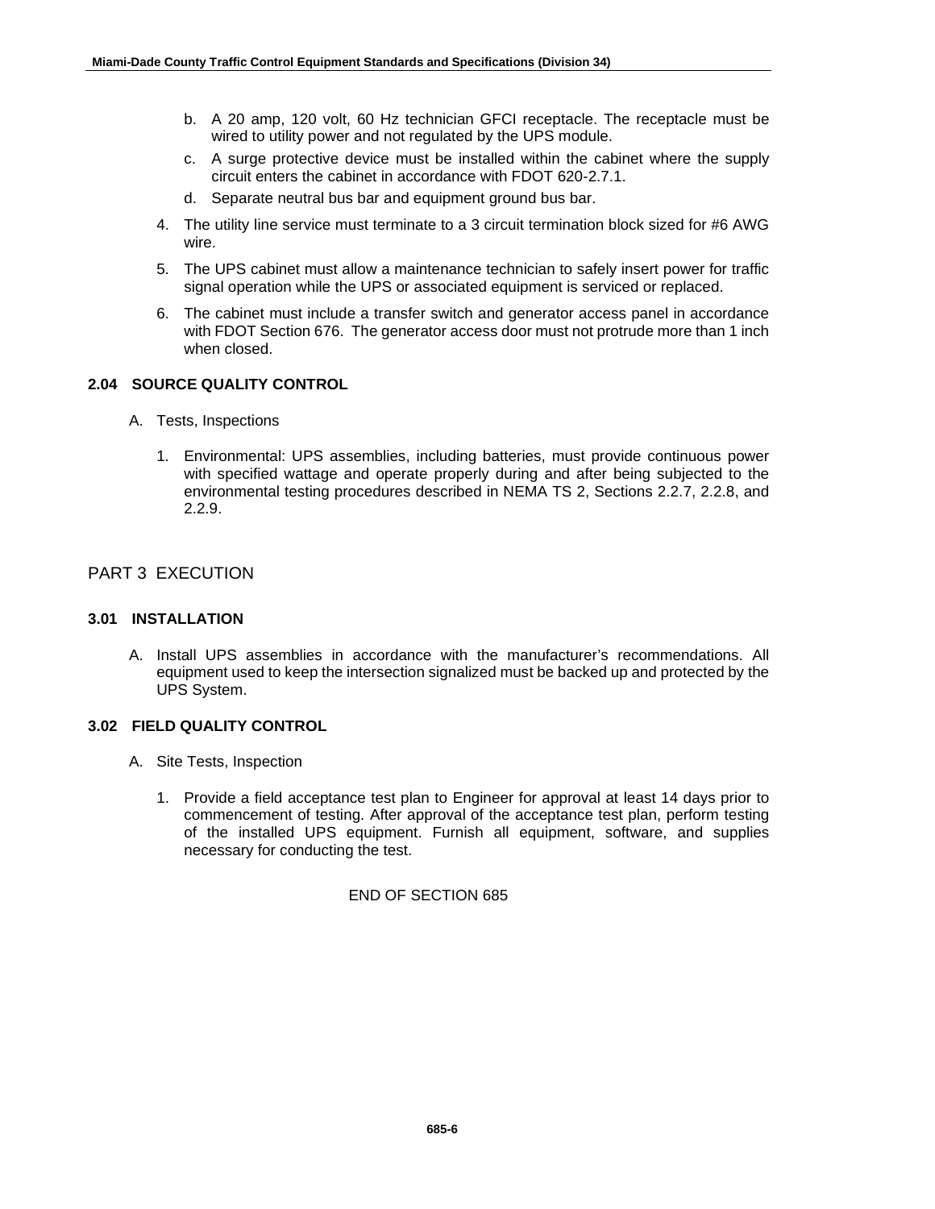b. A 20 amp, 120 volt, 60 Hz technician GFCI receptacle. The receptacle must be wired to utility power and not regulated by the UPS module.

c. A surge protective device must be installed within the cabinet where the supply circuit enters the cabinet in accordance with FDOT 620-2.7.1.

d. Separate neutral bus bar and equipment ground bus bar.

4. The utility line service must terminate to a 3 circuit termination block sized for #6 AWG wire.

5. The UPS cabinet must allow a maintenance technician to safely insert power for traffic signal operation while the UPS or associated equipment is serviced or replaced.

6. The cabinet must include a transfer switch and generator access panel in accordance with FDOT Section 676. The generator access door must not protrude more than 1 inch when closed.

### 2.04 SOURCE QUALITY CONTROL

A. Tests, Inspections

1. Environmental: UPS assemblies, including batteries, must provide continuous power with specified wattage and operate properly during and after being subjected to the environmental testing procedures described in NEMA TS 2, Sections 2.2.7, 2.2.8, and 2.2.9.

## PART 3 EXECUTION

### 3.01 INSTALLATION

A. Install UPS assemblies in accordance with the manufacturer's recommendations. All equipment used to keep the intersection signalized must be backed up and protected by the UPS System.

### 3.02 FIELD QUALITY CONTROL

A. Site Tests, Inspection

1. Provide a field acceptance test plan to Engineer for approval at least 14 days prior to commencement of testing. After approval of the acceptance test plan, perform testing of the installed UPS equipment. Furnish all equipment, software, and supplies necessary for conducting the test.

END OF SECTION 685